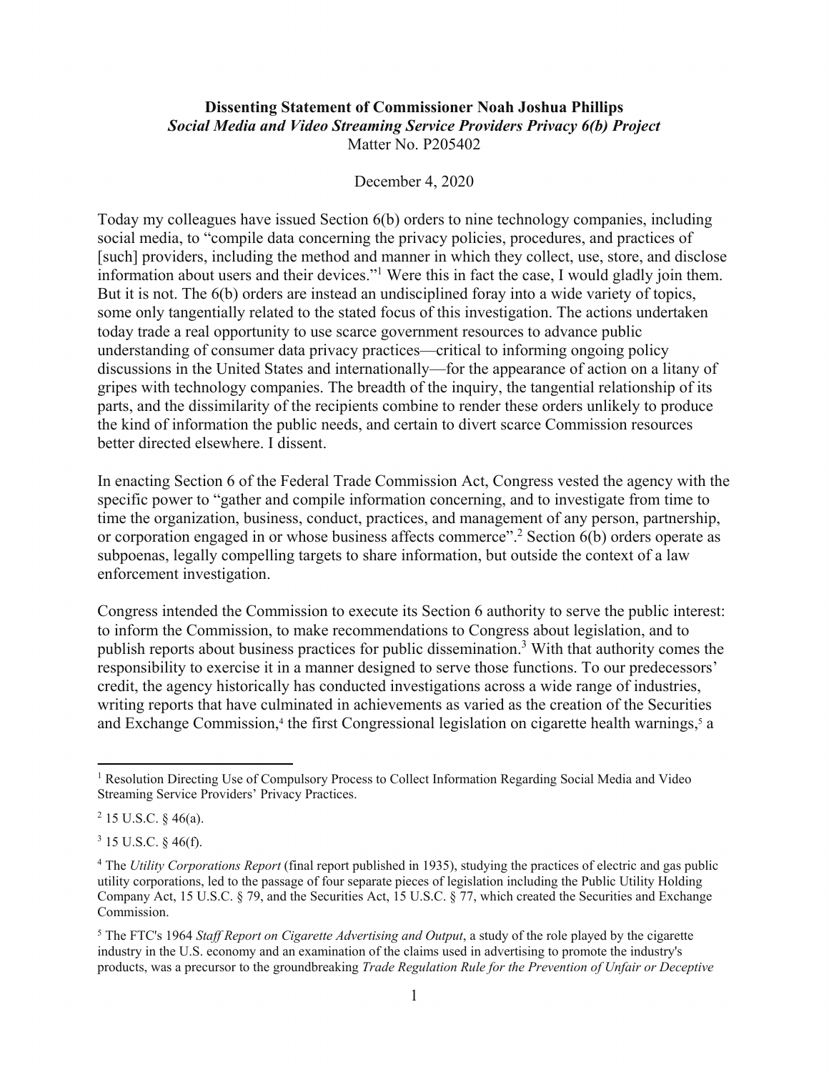**Dissenting Statement of Commissioner Noah Joshua Phillips**
***Social Media and Video Streaming Service Providers Privacy 6(b) Project***
Matter No. P205402

December 4, 2020

Today my colleagues have issued Section 6(b) orders to nine technology companies, including social media, to "compile data concerning the privacy policies, procedures, and practices of [such] providers, including the method and manner in which they collect, use, store, and disclose information about users and their devices."[1] Were this in fact the case, I would gladly join them. But it is not. The 6(b) orders are instead an undisciplined foray into a wide variety of topics, some only tangentially related to the stated focus of this investigation. The actions undertaken today trade a real opportunity to use scarce government resources to advance public understanding of consumer data privacy practices—critical to informing ongoing policy discussions in the United States and internationally—for the appearance of action on a litany of gripes with technology companies. The breadth of the inquiry, the tangential relationship of its parts, and the dissimilarity of the recipients combine to render these orders unlikely to produce the kind of information the public needs, and certain to divert scarce Commission resources better directed elsewhere. I dissent.

In enacting Section 6 of the Federal Trade Commission Act, Congress vested the agency with the specific power to "gather and compile information concerning, and to investigate from time to time the organization, business, conduct, practices, and management of any person, partnership, or corporation engaged in or whose business affects commerce".[2] Section 6(b) orders operate as subpoenas, legally compelling targets to share information, but outside the context of a law enforcement investigation.

Congress intended the Commission to execute its Section 6 authority to serve the public interest: to inform the Commission, to make recommendations to Congress about legislation, and to publish reports about business practices for public dissemination.[3] With that authority comes the responsibility to exercise it in a manner designed to serve those functions. To our predecessors' credit, the agency historically has conducted investigations across a wide range of industries, writing reports that have culminated in achievements as varied as the creation of the Securities and Exchange Commission,[4] the first Congressional legislation on cigarette health warnings,[5] a

---

[1] Resolution Directing Use of Compulsory Process to Collect Information Regarding Social Media and Video Streaming Service Providers' Privacy Practices.

[2] 15 U.S.C. § 46(a).

[3] 15 U.S.C. § 46(f).

[4] The *Utility Corporations Report* (final report published in 1935), studying the practices of electric and gas public utility corporations, led to the passage of four separate pieces of legislation including the Public Utility Holding Company Act, 15 U.S.C. § 79, and the Securities Act, 15 U.S.C. § 77, which created the Securities and Exchange Commission.

[5] The FTC's 1964 *Staff Report on Cigarette Advertising and Output*, a study of the role played by the cigarette industry in the U.S. economy and an examination of the claims used in advertising to promote the industry's products, was a precursor to the groundbreaking *Trade Regulation Rule for the Prevention of Unfair or Deceptive*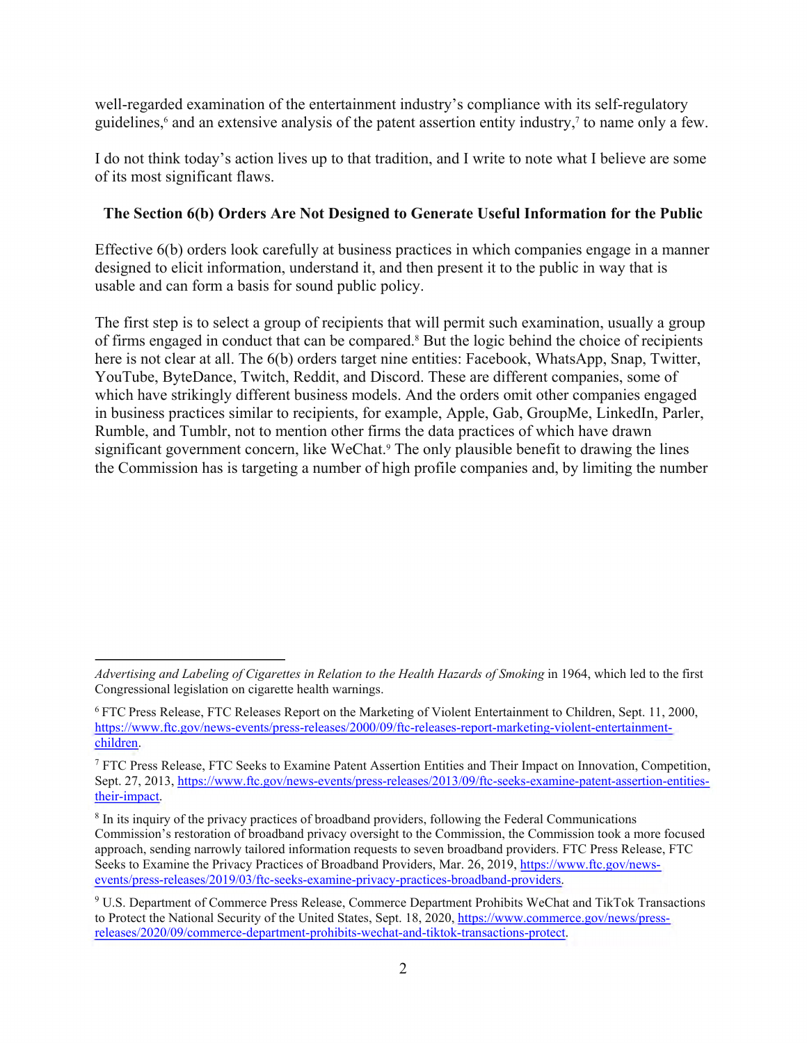well-regarded examination of the entertainment industry's compliance with its self-regulatory guidelines,[6] and an extensive analysis of the patent assertion entity industry,[7] to name only a few.

I do not think today's action lives up to that tradition, and I write to note what I believe are some of its most significant flaws.

**The Section 6(b) Orders Are Not Designed to Generate Useful Information for the Public**

Effective 6(b) orders look carefully at business practices in which companies engage in a manner designed to elicit information, understand it, and then present it to the public in way that is usable and can form a basis for sound public policy.

The first step is to select a group of recipients that will permit such examination, usually a group of firms engaged in conduct that can be compared.[8] But the logic behind the choice of recipients here is not clear at all. The 6(b) orders target nine entities: Facebook, WhatsApp, Snap, Twitter, YouTube, ByteDance, Twitch, Reddit, and Discord. These are different companies, some of which have strikingly different business models. And the orders omit other companies engaged in business practices similar to recipients, for example, Apple, Gab, GroupMe, LinkedIn, Parler, Rumble, and Tumblr, not to mention other firms the data practices of which have drawn significant government concern, like WeChat.[9] The only plausible benefit to drawing the lines the Commission has is targeting a number of high profile companies and, by limiting the number

---

*Advertising and Labeling of Cigarettes in Relation to the Health Hazards of Smoking* in 1964, which led to the first Congressional legislation on cigarette health warnings.

[6] FTC Press Release, FTC Releases Report on the Marketing of Violent Entertainment to Children, Sept. 11, 2000, https://www.ftc.gov/news-events/press-releases/2000/09/ftc-releases-report-marketing-violent-entertainment-children.

[7] FTC Press Release, FTC Seeks to Examine Patent Assertion Entities and Their Impact on Innovation, Competition, Sept. 27, 2013, https://www.ftc.gov/news-events/press-releases/2013/09/ftc-seeks-examine-patent-assertion-entities-their-impact.

[8] In its inquiry of the privacy practices of broadband providers, following the Federal Communications Commission's restoration of broadband privacy oversight to the Commission, the Commission took a more focused approach, sending narrowly tailored information requests to seven broadband providers. FTC Press Release, FTC Seeks to Examine the Privacy Practices of Broadband Providers, Mar. 26, 2019, https://www.ftc.gov/news-events/press-releases/2019/03/ftc-seeks-examine-privacy-practices-broadband-providers.

[9] U.S. Department of Commerce Press Release, Commerce Department Prohibits WeChat and TikTok Transactions to Protect the National Security of the United States, Sept. 18, 2020, https://www.commerce.gov/news/press-releases/2020/09/commerce-department-prohibits-wechat-and-tiktok-transactions-protect.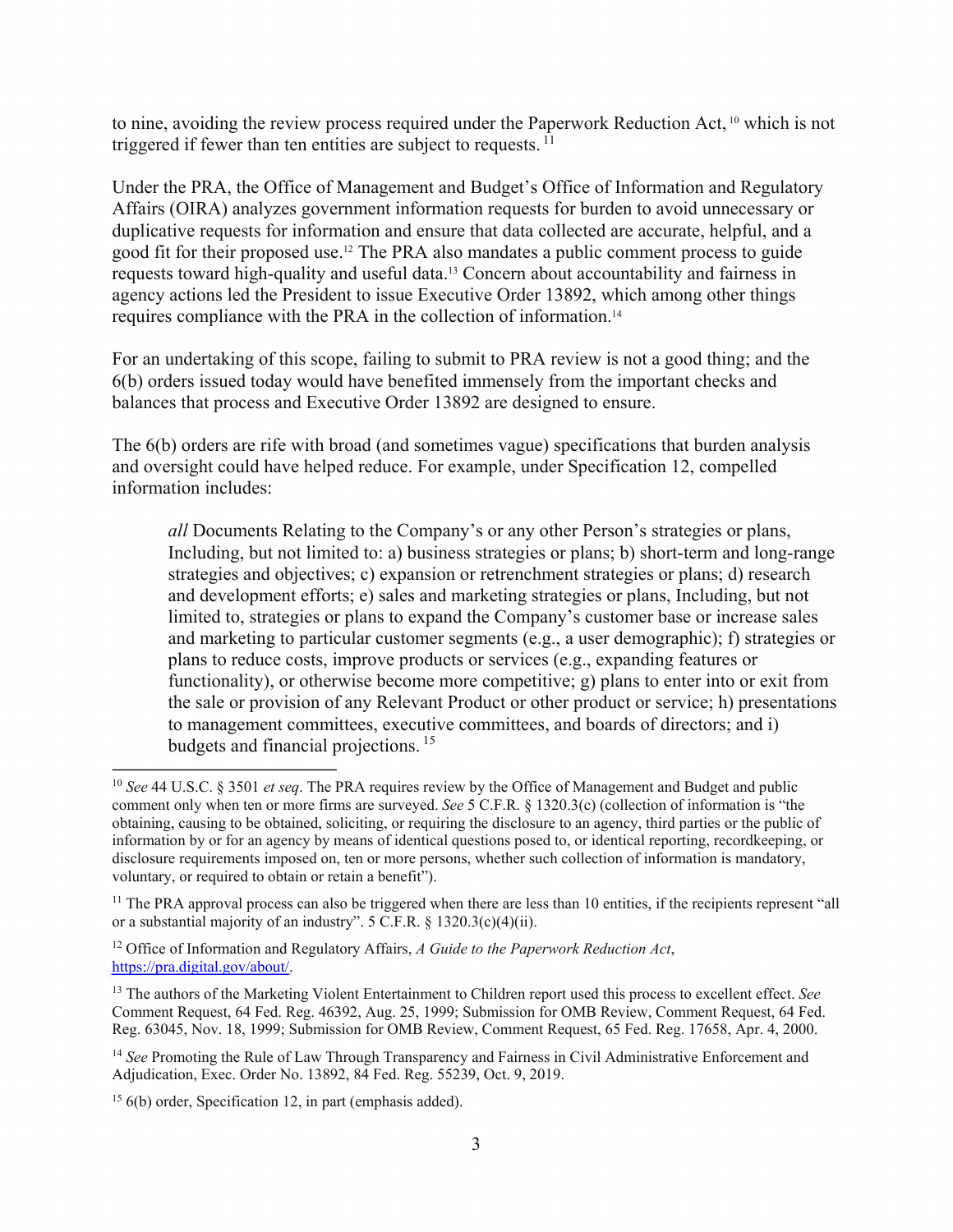to nine, avoiding the review process required under the Paperwork Reduction Act,[10] which is not triggered if fewer than ten entities are subject to requests.[11]

Under the PRA, the Office of Management and Budget's Office of Information and Regulatory Affairs (OIRA) analyzes government information requests for burden to avoid unnecessary or duplicative requests for information and ensure that data collected are accurate, helpful, and a good fit for their proposed use.[12] The PRA also mandates a public comment process to guide requests toward high-quality and useful data.[13] Concern about accountability and fairness in agency actions led the President to issue Executive Order 13892, which among other things requires compliance with the PRA in the collection of information.[14]

For an undertaking of this scope, failing to submit to PRA review is not a good thing; and the 6(b) orders issued today would have benefited immensely from the important checks and balances that process and Executive Order 13892 are designed to ensure.

The 6(b) orders are rife with broad (and sometimes vague) specifications that burden analysis and oversight could have helped reduce. For example, under Specification 12, compelled information includes:

> *all* Documents Relating to the Company's or any other Person's strategies or plans, Including, but not limited to: a) business strategies or plans; b) short-term and long-range strategies and objectives; c) expansion or retrenchment strategies or plans; d) research and development efforts; e) sales and marketing strategies or plans, Including, but not limited to, strategies or plans to expand the Company's customer base or increase sales and marketing to particular customer segments (e.g., a user demographic); f) strategies or plans to reduce costs, improve products or services (e.g., expanding features or functionality), or otherwise become more competitive; g) plans to enter into or exit from the sale or provision of any Relevant Product or other product or service; h) presentations to management committees, executive committees, and boards of directors; and i) budgets and financial projections.[15]

---

[10] *See* 44 U.S.C. § 3501 *et seq*. The PRA requires review by the Office of Management and Budget and public comment only when ten or more firms are surveyed. *See* 5 C.F.R. § 1320.3(c) (collection of information is "the obtaining, causing to be obtained, soliciting, or requiring the disclosure to an agency, third parties or the public of information by or for an agency by means of identical questions posed to, or identical reporting, recordkeeping, or disclosure requirements imposed on, ten or more persons, whether such collection of information is mandatory, voluntary, or required to obtain or retain a benefit").

[11] The PRA approval process can also be triggered when there are less than 10 entities, if the recipients represent "all or a substantial majority of an industry". 5 C.F.R. § 1320.3(c)(4)(ii).

[12] Office of Information and Regulatory Affairs, *A Guide to the Paperwork Reduction Act*, https://pra.digital.gov/about/.

[13] The authors of the Marketing Violent Entertainment to Children report used this process to excellent effect. *See* Comment Request, 64 Fed. Reg. 46392, Aug. 25, 1999; Submission for OMB Review, Comment Request, 64 Fed. Reg. 63045, Nov. 18, 1999; Submission for OMB Review, Comment Request, 65 Fed. Reg. 17658, Apr. 4, 2000.

[14] *See* Promoting the Rule of Law Through Transparency and Fairness in Civil Administrative Enforcement and Adjudication, Exec. Order No. 13892, 84 Fed. Reg. 55239, Oct. 9, 2019.

[15] 6(b) order, Specification 12, in part (emphasis added).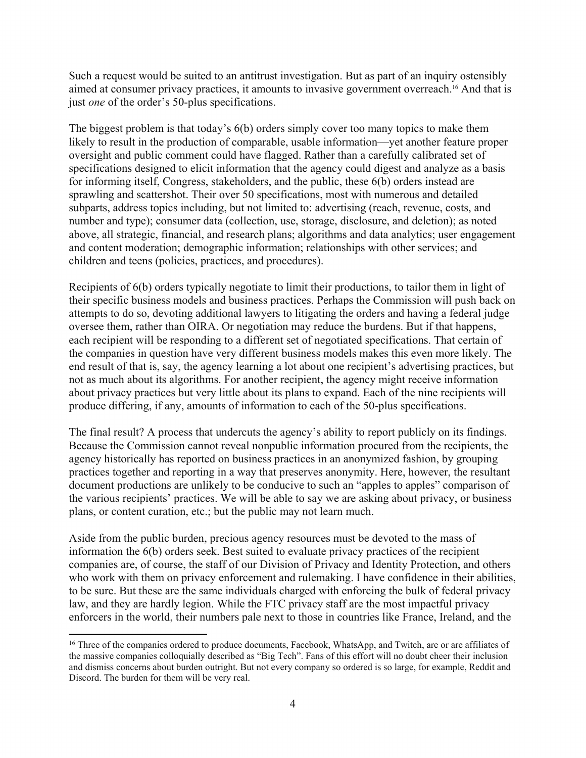Such a request would be suited to an antitrust investigation. But as part of an inquiry ostensibly aimed at consumer privacy practices, it amounts to invasive government overreach.[16] And that is just *one* of the order's 50-plus specifications.

The biggest problem is that today's 6(b) orders simply cover too many topics to make them likely to result in the production of comparable, usable information—yet another feature proper oversight and public comment could have flagged. Rather than a carefully calibrated set of specifications designed to elicit information that the agency could digest and analyze as a basis for informing itself, Congress, stakeholders, and the public, these 6(b) orders instead are sprawling and scattershot. Their over 50 specifications, most with numerous and detailed subparts, address topics including, but not limited to: advertising (reach, revenue, costs, and number and type); consumer data (collection, use, storage, disclosure, and deletion); as noted above, all strategic, financial, and research plans; algorithms and data analytics; user engagement and content moderation; demographic information; relationships with other services; and children and teens (policies, practices, and procedures).

Recipients of 6(b) orders typically negotiate to limit their productions, to tailor them in light of their specific business models and business practices. Perhaps the Commission will push back on attempts to do so, devoting additional lawyers to litigating the orders and having a federal judge oversee them, rather than OIRA. Or negotiation may reduce the burdens. But if that happens, each recipient will be responding to a different set of negotiated specifications. That certain of the companies in question have very different business models makes this even more likely. The end result of that is, say, the agency learning a lot about one recipient's advertising practices, but not as much about its algorithms. For another recipient, the agency might receive information about privacy practices but very little about its plans to expand. Each of the nine recipients will produce differing, if any, amounts of information to each of the 50-plus specifications.

The final result? A process that undercuts the agency's ability to report publicly on its findings. Because the Commission cannot reveal nonpublic information procured from the recipients, the agency historically has reported on business practices in an anonymized fashion, by grouping practices together and reporting in a way that preserves anonymity. Here, however, the resultant document productions are unlikely to be conducive to such an "apples to apples" comparison of the various recipients' practices. We will be able to say we are asking about privacy, or business plans, or content curation, etc.; but the public may not learn much.

Aside from the public burden, precious agency resources must be devoted to the mass of information the 6(b) orders seek. Best suited to evaluate privacy practices of the recipient companies are, of course, the staff of our Division of Privacy and Identity Protection, and others who work with them on privacy enforcement and rulemaking. I have confidence in their abilities, to be sure. But these are the same individuals charged with enforcing the bulk of federal privacy law, and they are hardly legion. While the FTC privacy staff are the most impactful privacy enforcers in the world, their numbers pale next to those in countries like France, Ireland, and the

---

[16] Three of the companies ordered to produce documents, Facebook, WhatsApp, and Twitch, are or are affiliates of the massive companies colloquially described as "Big Tech". Fans of this effort will no doubt cheer their inclusion and dismiss concerns about burden outright. But not every company so ordered is so large, for example, Reddit and Discord. The burden for them will be very real.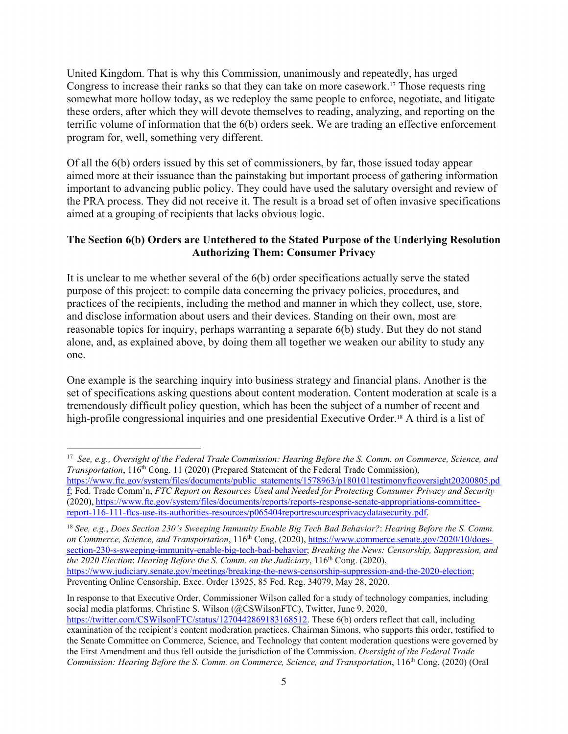United Kingdom. That is why this Commission, unanimously and repeatedly, has urged Congress to increase their ranks so that they can take on more casework.[17] Those requests ring somewhat more hollow today, as we redeploy the same people to enforce, negotiate, and litigate these orders, after which they will devote themselves to reading, analyzing, and reporting on the terrific volume of information that the 6(b) orders seek. We are trading an effective enforcement program for, well, something very different.

Of all the 6(b) orders issued by this set of commissioners, by far, those issued today appear aimed more at their issuance than the painstaking but important process of gathering information important to advancing public policy. They could have used the salutary oversight and review of the PRA process. They did not receive it. The result is a broad set of often invasive specifications aimed at a grouping of recipients that lacks obvious logic.

**The Section 6(b) Orders are Untethered to the Stated Purpose of the Underlying Resolution Authorizing Them: Consumer Privacy**

It is unclear to me whether several of the 6(b) order specifications actually serve the stated purpose of this project: to compile data concerning the privacy policies, procedures, and practices of the recipients, including the method and manner in which they collect, use, store, and disclose information about users and their devices. Standing on their own, most are reasonable topics for inquiry, perhaps warranting a separate 6(b) study. But they do not stand alone, and, as explained above, by doing them all together we weaken our ability to study any one.

One example is the searching inquiry into business strategy and financial plans. Another is the set of specifications asking questions about content moderation. Content moderation at scale is a tremendously difficult policy question, which has been the subject of a number of recent and high-profile congressional inquiries and one presidential Executive Order.[18] A third is a list of

---

[17] *See, e.g., Oversight of the Federal Trade Commission: Hearing Before the S. Comm. on Commerce, Science, and Transportation*, 116th Cong. 11 (2020) (Prepared Statement of the Federal Trade Commission), https://www.ftc.gov/system/files/documents/public_statements/1578963/p180101testimonyftcoversight20200805.pdf; Fed. Trade Comm'n, *FTC Report on Resources Used and Needed for Protecting Consumer Privacy and Security* (2020), https://www.ftc.gov/system/files/documents/reports/reports-response-senate-appropriations-committee-report-116-111-ftcs-use-its-authorities-resources/p065404reportresourcesprivacydatasecurity.pdf.

[18] *See, e.g.*, *Does Section 230's Sweeping Immunity Enable Big Tech Bad Behavior?*: *Hearing Before the S. Comm. on Commerce, Science, and Transportation*, 116th Cong. (2020), https://www.commerce.senate.gov/2020/10/does-section-230-s-sweeping-immunity-enable-big-tech-bad-behavior; *Breaking the News: Censorship, Suppression, and the 2020 Election*: *Hearing Before the S. Comm. on the Judiciary*, 116th Cong. (2020), https://www.judiciary.senate.gov/meetings/breaking-the-news-censorship-suppression-and-the-2020-election; Preventing Online Censorship, Exec. Order 13925, 85 Fed. Reg. 34079, May 28, 2020.

In response to that Executive Order, Commissioner Wilson called for a study of technology companies, including social media platforms. Christine S. Wilson (@CSWilsonFTC), Twitter, June 9, 2020, https://twitter.com/CSWilsonFTC/status/1270442869183168512. These 6(b) orders reflect that call, including examination of the recipient's content moderation practices. Chairman Simons, who supports this order, testified to the Senate Committee on Commerce, Science, and Technology that content moderation questions were governed by the First Amendment and thus fell outside the jurisdiction of the Commission. *Oversight of the Federal Trade Commission: Hearing Before the S. Comm. on Commerce, Science, and Transportation*, 116th Cong. (2020) (Oral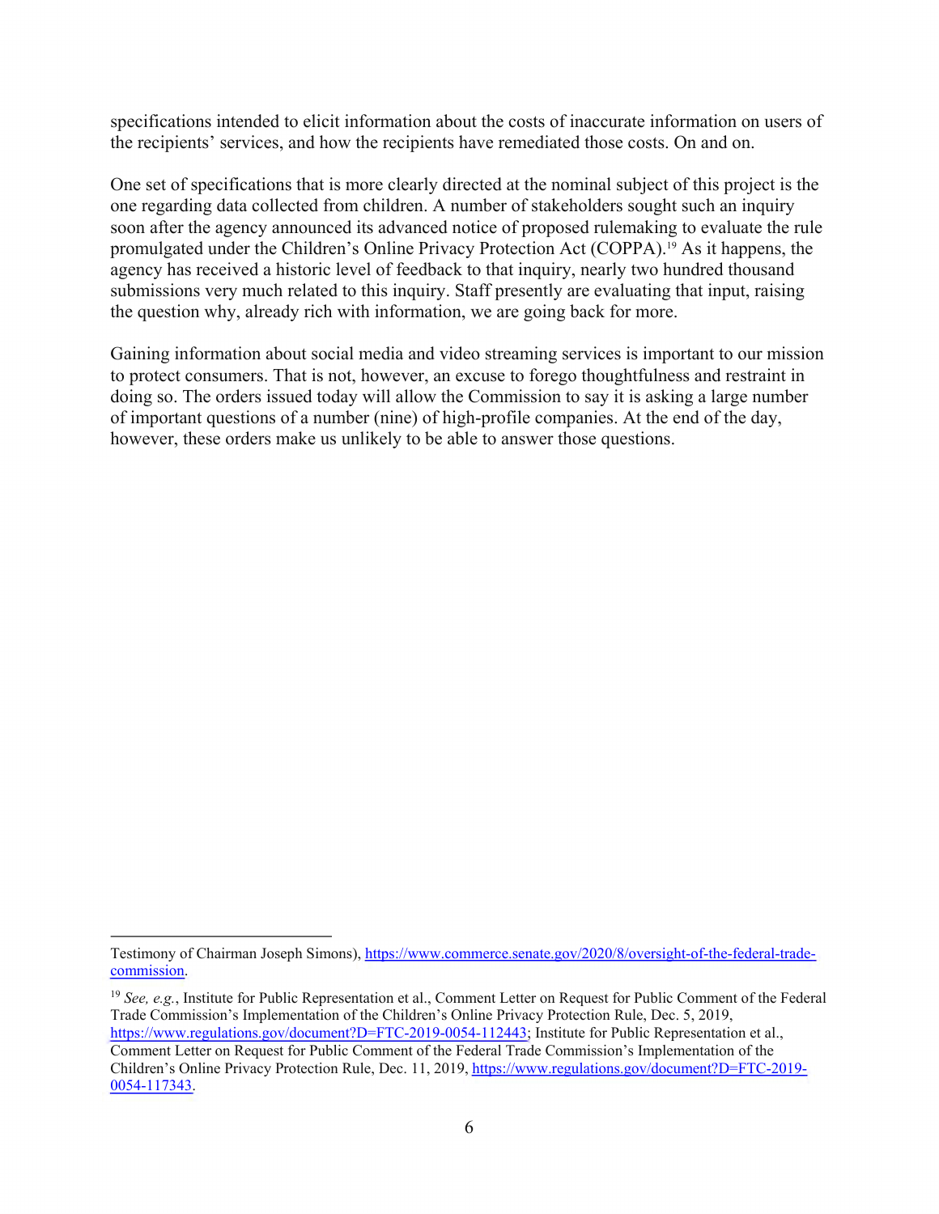specifications intended to elicit information about the costs of inaccurate information on users of the recipients' services, and how the recipients have remediated those costs. On and on.

One set of specifications that is more clearly directed at the nominal subject of this project is the one regarding data collected from children. A number of stakeholders sought such an inquiry soon after the agency announced its advanced notice of proposed rulemaking to evaluate the rule promulgated under the Children's Online Privacy Protection Act (COPPA).[19] As it happens, the agency has received a historic level of feedback to that inquiry, nearly two hundred thousand submissions very much related to this inquiry. Staff presently are evaluating that input, raising the question why, already rich with information, we are going back for more.

Gaining information about social media and video streaming services is important to our mission to protect consumers. That is not, however, an excuse to forego thoughtfulness and restraint in doing so. The orders issued today will allow the Commission to say it is asking a large number of important questions of a number (nine) of high-profile companies. At the end of the day, however, these orders make us unlikely to be able to answer those questions.

---

Testimony of Chairman Joseph Simons), https://www.commerce.senate.gov/2020/8/oversight-of-the-federal-trade-commission.

[19] *See, e.g.*, Institute for Public Representation et al., Comment Letter on Request for Public Comment of the Federal Trade Commission's Implementation of the Children's Online Privacy Protection Rule, Dec. 5, 2019, https://www.regulations.gov/document?D=FTC-2019-0054-112443; Institute for Public Representation et al., Comment Letter on Request for Public Comment of the Federal Trade Commission's Implementation of the Children's Online Privacy Protection Rule, Dec. 11, 2019, https://www.regulations.gov/document?D=FTC-2019-0054-117343.